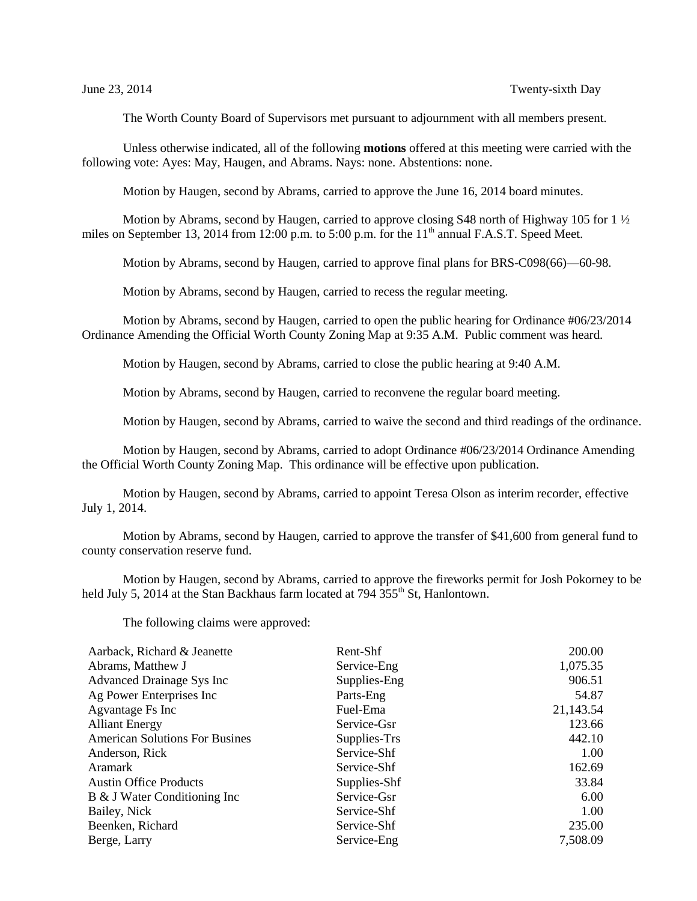June 23, 2014 Twenty-sixth Day

The Worth County Board of Supervisors met pursuant to adjournment with all members present.

Unless otherwise indicated, all of the following **motions** offered at this meeting were carried with the following vote: Ayes: May, Haugen, and Abrams. Nays: none. Abstentions: none.

Motion by Haugen, second by Abrams, carried to approve the June 16, 2014 board minutes.

Motion by Abrams, second by Haugen, carried to approve closing S48 north of Highway 105 for 1 ½ miles on September 13, 2014 from 12:00 p.m. to 5:00 p.m. for the 11th annual F.A.S.T. Speed Meet.

Motion by Abrams, second by Haugen, carried to approve final plans for BRS-C098(66)—60-98.

Motion by Abrams, second by Haugen, carried to recess the regular meeting.

Motion by Abrams, second by Haugen, carried to open the public hearing for Ordinance #06/23/2014 Ordinance Amending the Official Worth County Zoning Map at 9:35 A.M. Public comment was heard.

Motion by Haugen, second by Abrams, carried to close the public hearing at 9:40 A.M.

Motion by Abrams, second by Haugen, carried to reconvene the regular board meeting.

Motion by Haugen, second by Abrams, carried to waive the second and third readings of the ordinance.

Motion by Haugen, second by Abrams, carried to adopt Ordinance #06/23/2014 Ordinance Amending the Official Worth County Zoning Map. This ordinance will be effective upon publication.

Motion by Haugen, second by Abrams, carried to appoint Teresa Olson as interim recorder, effective July 1, 2014.

Motion by Abrams, second by Haugen, carried to approve the transfer of $41,600 from general fund to county conservation reserve fund.

Motion by Haugen, second by Abrams, carried to approve the fireworks permit for Josh Pokorney to be held July 5, 2014 at the Stan Backhaus farm located at 794 355th St, Hanlontown.

The following claims were approved:

| | | |
|---|---|---|
| Aarback, Richard & Jeanette | Rent-Shf | 200.00 |
| Abrams, Matthew J | Service-Eng | 1,075.35 |
| Advanced Drainage Sys Inc | Supplies-Eng | 906.51 |
| Ag Power Enterprises Inc | Parts-Eng | 54.87 |
| Agvantage Fs Inc | Fuel-Ema | 21,143.54 |
| Alliant Energy | Service-Gsr | 123.66 |
| American Solutions For Busines | Supplies-Trs | 442.10 |
| Anderson, Rick | Service-Shf | 1.00 |
| Aramark | Service-Shf | 162.69 |
| Austin Office Products | Supplies-Shf | 33.84 |
| B & J Water Conditioning Inc | Service-Gsr | 6.00 |
| Bailey, Nick | Service-Shf | 1.00 |
| Beenken, Richard | Service-Shf | 235.00 |
| Berge, Larry | Service-Eng | 7,508.09 |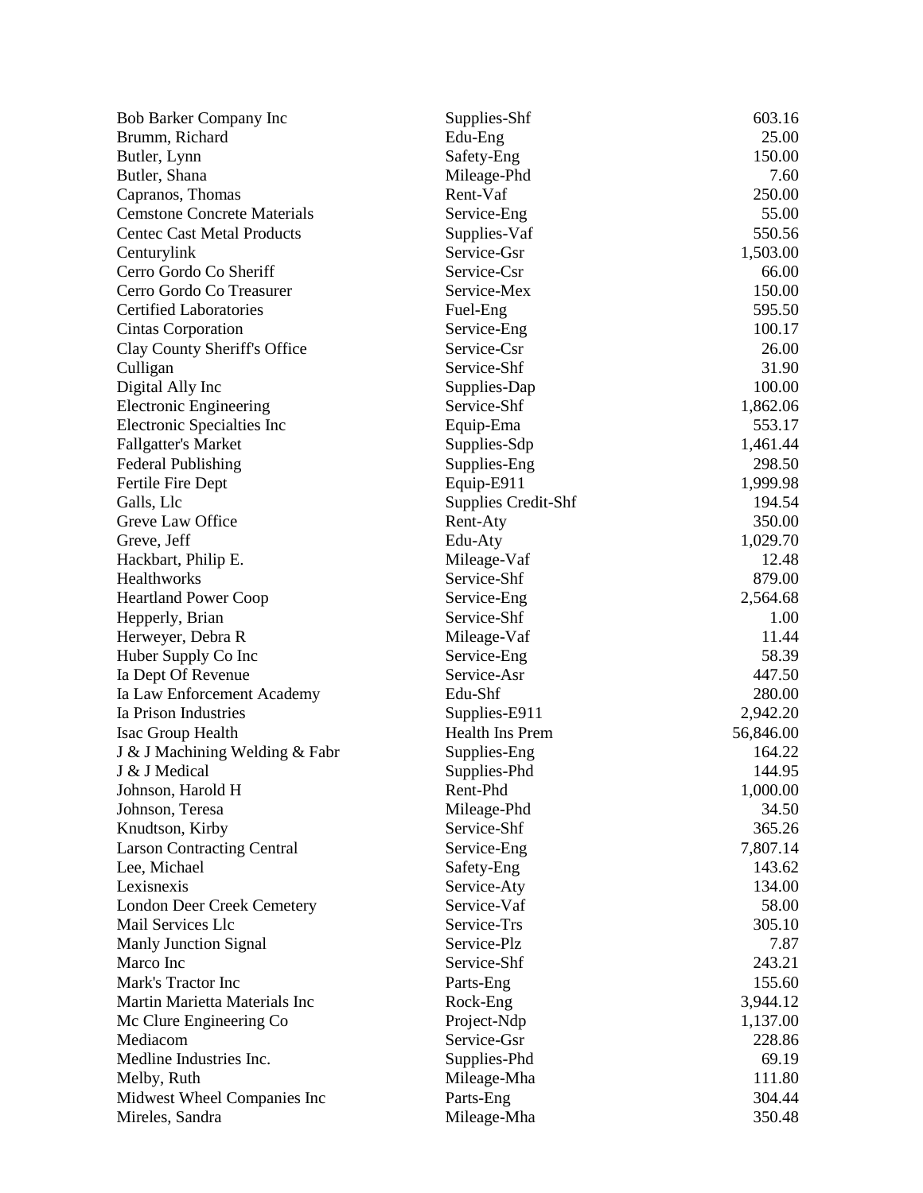| | | |
|---|---|---|
| Bob Barker Company Inc | Supplies-Shf | 603.16 |
| Brumm, Richard | Edu-Eng | 25.00 |
| Butler, Lynn | Safety-Eng | 150.00 |
| Butler, Shana | Mileage-Phd | 7.60 |
| Capranos, Thomas | Rent-Vaf | 250.00 |
| Cemstone Concrete Materials | Service-Eng | 55.00 |
| Centec Cast Metal Products | Supplies-Vaf | 550.56 |
| Centurylink | Service-Gsr | 1,503.00 |
| Cerro Gordo Co Sheriff | Service-Csr | 66.00 |
| Cerro Gordo Co Treasurer | Service-Mex | 150.00 |
| Certified Laboratories | Fuel-Eng | 595.50 |
| Cintas Corporation | Service-Eng | 100.17 |
| Clay County Sheriff's Office | Service-Csr | 26.00 |
| Culligan | Service-Shf | 31.90 |
| Digital Ally Inc | Supplies-Dap | 100.00 |
| Electronic Engineering | Service-Shf | 1,862.06 |
| Electronic Specialties Inc | Equip-Ema | 553.17 |
| Fallgatter's Market | Supplies-Sdp | 1,461.44 |
| Federal Publishing | Supplies-Eng | 298.50 |
| Fertile Fire Dept | Equip-E911 | 1,999.98 |
| Galls, Llc | Supplies Credit-Shf | 194.54 |
| Greve Law Office | Rent-Aty | 350.00 |
| Greve, Jeff | Edu-Aty | 1,029.70 |
| Hackbart, Philip E. | Mileage-Vaf | 12.48 |
| Healthworks | Service-Shf | 879.00 |
| Heartland Power Coop | Service-Eng | 2,564.68 |
| Hepperly, Brian | Service-Shf | 1.00 |
| Herweyer, Debra R | Mileage-Vaf | 11.44 |
| Huber Supply Co Inc | Service-Eng | 58.39 |
| Ia Dept Of Revenue | Service-Asr | 447.50 |
| Ia Law Enforcement Academy | Edu-Shf | 280.00 |
| Ia Prison Industries | Supplies-E911 | 2,942.20 |
| Isac Group Health | Health Ins Prem | 56,846.00 |
| J & J Machining Welding & Fabr | Supplies-Eng | 164.22 |
| J & J Medical | Supplies-Phd | 144.95 |
| Johnson, Harold H | Rent-Phd | 1,000.00 |
| Johnson, Teresa | Mileage-Phd | 34.50 |
| Knudtson, Kirby | Service-Shf | 365.26 |
| Larson Contracting Central | Service-Eng | 7,807.14 |
| Lee, Michael | Safety-Eng | 143.62 |
| Lexisnexis | Service-Aty | 134.00 |
| London Deer Creek Cemetery | Service-Vaf | 58.00 |
| Mail Services Llc | Service-Trs | 305.10 |
| Manly Junction Signal | Service-Plz | 7.87 |
| Marco Inc | Service-Shf | 243.21 |
| Mark's Tractor Inc | Parts-Eng | 155.60 |
| Martin Marietta Materials Inc | Rock-Eng | 3,944.12 |
| Mc Clure Engineering Co | Project-Ndp | 1,137.00 |
| Mediacom | Service-Gsr | 228.86 |
| Medline Industries Inc. | Supplies-Phd | 69.19 |
| Melby, Ruth | Mileage-Mha | 111.80 |
| Midwest Wheel Companies Inc | Parts-Eng | 304.44 |
| Mireles, Sandra | Mileage-Mha | 350.48 |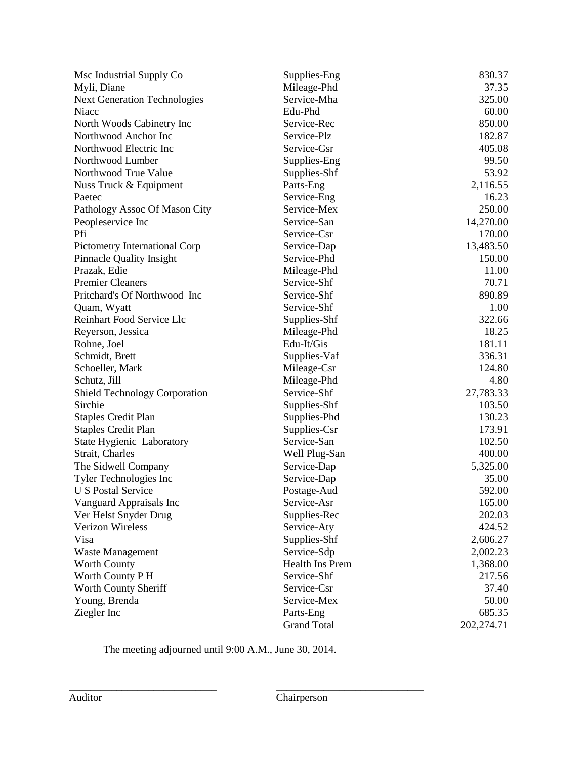| | | |
|---|---|---|
| Msc Industrial Supply Co | Supplies-Eng | 830.37 |
| Myli, Diane | Mileage-Phd | 37.35 |
| Next Generation Technologies | Service-Mha | 325.00 |
| Niacc | Edu-Phd | 60.00 |
| North Woods Cabinetry Inc | Service-Rec | 850.00 |
| Northwood Anchor Inc | Service-Plz | 182.87 |
| Northwood Electric Inc | Service-Gsr | 405.08 |
| Northwood Lumber | Supplies-Eng | 99.50 |
| Northwood True Value | Supplies-Shf | 53.92 |
| Nuss Truck & Equipment | Parts-Eng | 2,116.55 |
| Paetec | Service-Eng | 16.23 |
| Pathology Assoc Of Mason City | Service-Mex | 250.00 |
| Peopleservice Inc | Service-San | 14,270.00 |
| Pfi | Service-Csr | 170.00 |
| Pictometry International Corp | Service-Dap | 13,483.50 |
| Pinnacle Quality Insight | Service-Phd | 150.00 |
| Prazak, Edie | Mileage-Phd | 11.00 |
| Premier Cleaners | Service-Shf | 70.71 |
| Pritchard's Of Northwood Inc | Service-Shf | 890.89 |
| Quam, Wyatt | Service-Shf | 1.00 |
| Reinhart Food Service Llc | Supplies-Shf | 322.66 |
| Reyerson, Jessica | Mileage-Phd | 18.25 |
| Rohne, Joel | Edu-It/Gis | 181.11 |
| Schmidt, Brett | Supplies-Vaf | 336.31 |
| Schoeller, Mark | Mileage-Csr | 124.80 |
| Schutz, Jill | Mileage-Phd | 4.80 |
| Shield Technology Corporation | Service-Shf | 27,783.33 |
| Sirchie | Supplies-Shf | 103.50 |
| Staples Credit Plan | Supplies-Phd | 130.23 |
| Staples Credit Plan | Supplies-Csr | 173.91 |
| State Hygienic Laboratory | Service-San | 102.50 |
| Strait, Charles | Well Plug-San | 400.00 |
| The Sidwell Company | Service-Dap | 5,325.00 |
| Tyler Technologies Inc | Service-Dap | 35.00 |
| U S Postal Service | Postage-Aud | 592.00 |
| Vanguard Appraisals Inc | Service-Asr | 165.00 |
| Ver Helst Snyder Drug | Supplies-Rec | 202.03 |
| Verizon Wireless | Service-Aty | 424.52 |
| Visa | Supplies-Shf | 2,606.27 |
| Waste Management | Service-Sdp | 2,002.23 |
| Worth County | Health Ins Prem | 1,368.00 |
| Worth County P H | Service-Shf | 217.56 |
| Worth County Sheriff | Service-Csr | 37.40 |
| Young, Brenda | Service-Mex | 50.00 |
| Ziegler Inc | Parts-Eng | 685.35 |
| | Grand Total | 202,274.71 |

The meeting adjourned until 9:00 A.M., June 30, 2014.

_____________________________ _____________________________

Auditor Chairperson